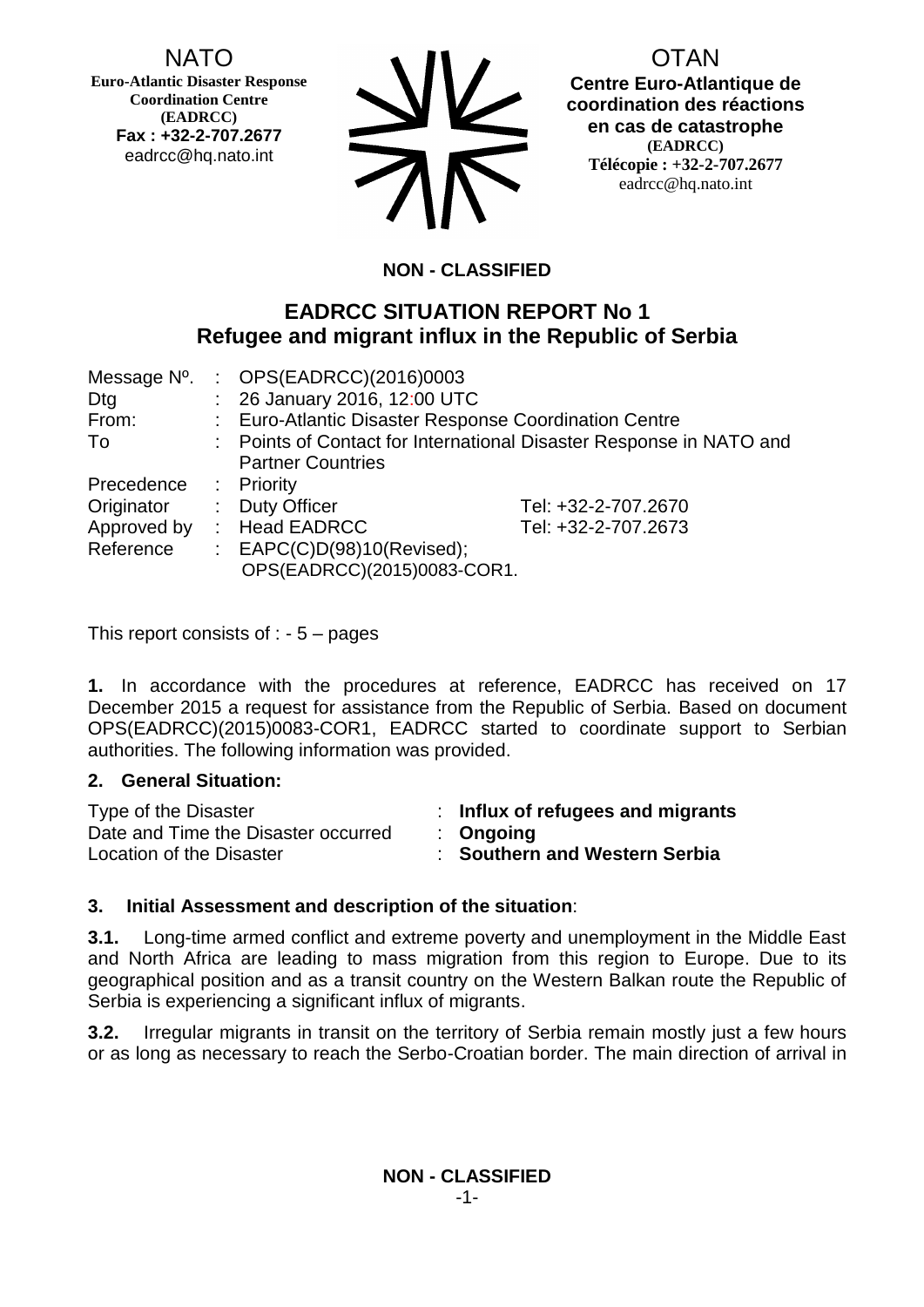NATO
**Euro-Atlantic Disaster Response Coordination Centre (EADRCC)**
**Fax : +32-2-707.2677**
eadrcc@hq.nato.int

OTAN
**Centre Euro-Atlantique de coordination des réactions en cas de catastrophe (EADRCC)**
**Télécopie : +32-2-707.2677**
eadrcc@hq.nato.int

**NON - CLASSIFIED**

# EADRCC SITUATION REPORT No 1
# Refugee and migrant influx in the Republic of Serbia

| | | | |
|---|---|---|---|
| Message Nº. | : | OPS(EADRCC)(2016)0003 | |
| Dtg | : | 26 January 2016, 12:00 UTC | |
| From: | : | Euro-Atlantic Disaster Response Coordination Centre | |
| To | : | Points of Contact for International Disaster Response in NATO and Partner Countries | |
| Precedence | : | Priority | |
| Originator | : | Duty Officer | Tel: +32-2-707.2670 |
| Approved by | : | Head EADRCC | Tel: +32-2-707.2673 |
| Reference | : | EAPC(C)D(98)10(Revised); OPS(EADRCC)(2015)0083-COR1. | |

This report consists of : - 5 – pages

**1.** In accordance with the procedures at reference, EADRCC has received on 17 December 2015 a request for assistance from the Republic of Serbia. Based on document OPS(EADRCC)(2015)0083-COR1, EADRCC started to coordinate support to Serbian authorities. The following information was provided.

## 2. General Situation:

| | | |
|---|---|---|
| Type of the Disaster | : | **Influx of refugees and migrants** |
| Date and Time the Disaster occurred | : | **Ongoing** |
| Location of the Disaster | : | **Southern and Western Serbia** |

## 3. Initial Assessment and description of the situation:

**3.1.** Long-time armed conflict and extreme poverty and unemployment in the Middle East and North Africa are leading to mass migration from this region to Europe. Due to its geographical position and as a transit country on the Western Balkan route the Republic of Serbia is experiencing a significant influx of migrants.

**3.2.** Irregular migrants in transit on the territory of Serbia remain mostly just a few hours or as long as necessary to reach the Serbo-Croatian border. The main direction of arrival in

**NON - CLASSIFIED**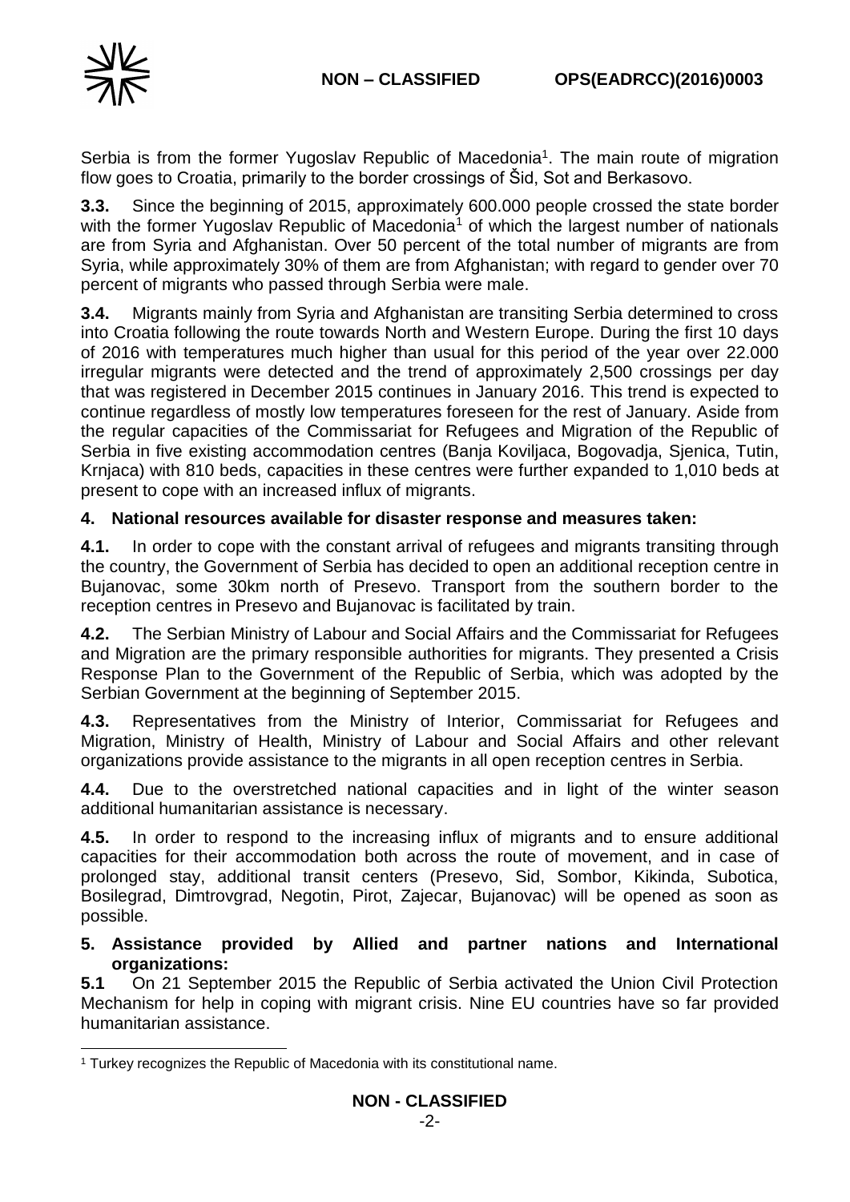Serbia is from the former Yugoslav Republic of Macedonia[1]. The main route of migration flow goes to Croatia, primarily to the border crossings of Šid, Sot and Berkasovo.

**3.3.** Since the beginning of 2015, approximately 600.000 people crossed the state border with the former Yugoslav Republic of Macedonia[1] of which the largest number of nationals are from Syria and Afghanistan. Over 50 percent of the total number of migrants are from Syria, while approximately 30% of them are from Afghanistan; with regard to gender over 70 percent of migrants who passed through Serbia were male.

**3.4.** Migrants mainly from Syria and Afghanistan are transiting Serbia determined to cross into Croatia following the route towards North and Western Europe. During the first 10 days of 2016 with temperatures much higher than usual for this period of the year over 22.000 irregular migrants were detected and the trend of approximately 2,500 crossings per day that was registered in December 2015 continues in January 2016. This trend is expected to continue regardless of mostly low temperatures foreseen for the rest of January. Aside from the regular capacities of the Commissariat for Refugees and Migration of the Republic of Serbia in five existing accommodation centres (Banja Koviljaca, Bogovadja, Sjenica, Tutin, Krnjaca) with 810 beds, capacities in these centres were further expanded to 1,010 beds at present to cope with an increased influx of migrants.

## 4. National resources available for disaster response and measures taken:

**4.1.** In order to cope with the constant arrival of refugees and migrants transiting through the country, the Government of Serbia has decided to open an additional reception centre in Bujanovac, some 30km north of Presevo. Transport from the southern border to the reception centres in Presevo and Bujanovac is facilitated by train.

**4.2.** The Serbian Ministry of Labour and Social Affairs and the Commissariat for Refugees and Migration are the primary responsible authorities for migrants. They presented a Crisis Response Plan to the Government of the Republic of Serbia, which was adopted by the Serbian Government at the beginning of September 2015.

**4.3.** Representatives from the Ministry of Interior, Commissariat for Refugees and Migration, Ministry of Health, Ministry of Labour and Social Affairs and other relevant organizations provide assistance to the migrants in all open reception centres in Serbia.

**4.4.** Due to the overstretched national capacities and in light of the winter season additional humanitarian assistance is necessary.

**4.5.** In order to respond to the increasing influx of migrants and to ensure additional capacities for their accommodation both across the route of movement, and in case of prolonged stay, additional transit centers (Presevo, Sid, Sombor, Kikinda, Subotica, Bosilegrad, Dimtrovgrad, Negotin, Pirot, Zajecar, Bujanovac) will be opened as soon as possible.

## 5. Assistance provided by Allied and partner nations and International organizations:

**5.1** On 21 September 2015 the Republic of Serbia activated the Union Civil Protection Mechanism for help in coping with migrant crisis. Nine EU countries have so far provided humanitarian assistance.

[1] Turkey recognizes the Republic of Macedonia with its constitutional name.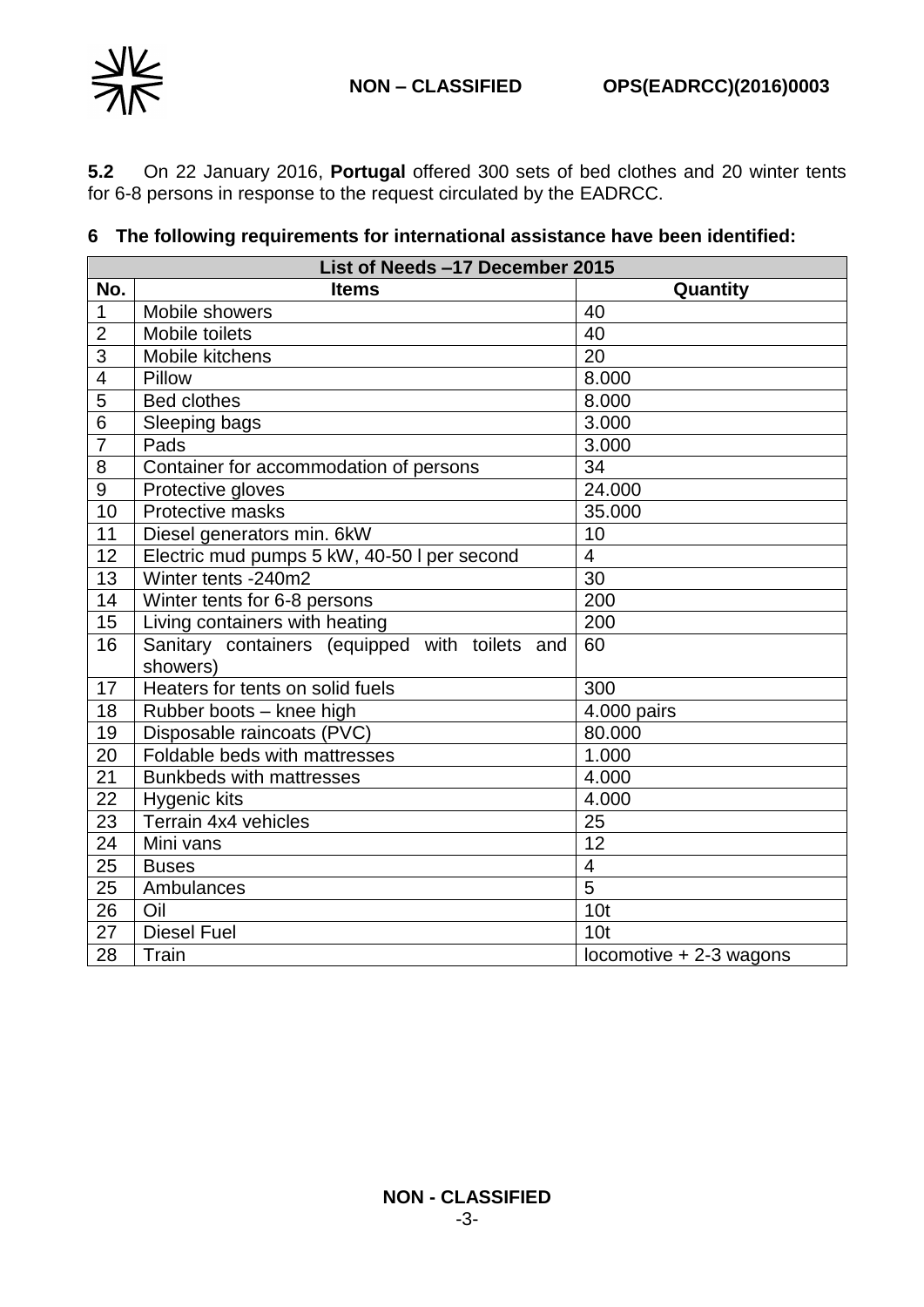**5.2** On 22 January 2016, **Portugal** offered 300 sets of bed clothes and 20 winter tents for 6-8 persons in response to the request circulated by the EADRCC.

## 6 The following requirements for international assistance have been identified:

| List of Needs –17 December 2015 | | |
|---|---|---|
| **No.** | **Items** | **Quantity** |
| 1 | Mobile showers | 40 |
| 2 | Mobile toilets | 40 |
| 3 | Mobile kitchens | 20 |
| 4 | Pillow | 8.000 |
| 5 | Bed clothes | 8.000 |
| 6 | Sleeping bags | 3.000 |
| 7 | Pads | 3.000 |
| 8 | Container for accommodation of persons | 34 |
| 9 | Protective gloves | 24.000 |
| 10 | Protective masks | 35.000 |
| 11 | Diesel generators min. 6kW | 10 |
| 12 | Electric mud pumps 5 kW, 40-50 l per second | 4 |
| 13 | Winter tents -240m2 | 30 |
| 14 | Winter tents for 6-8 persons | 200 |
| 15 | Living containers with heating | 200 |
| 16 | Sanitary containers (equipped with toilets and showers) | 60 |
| 17 | Heaters for tents on solid fuels | 300 |
| 18 | Rubber boots – knee high | 4.000 pairs |
| 19 | Disposable raincoats (PVC) | 80.000 |
| 20 | Foldable beds with mattresses | 1.000 |
| 21 | Bunkbeds with mattresses | 4.000 |
| 22 | Hygenic kits | 4.000 |
| 23 | Terrain 4x4 vehicles | 25 |
| 24 | Mini vans | 12 |
| 25 | Buses | 4 |
| 25 | Ambulances | 5 |
| 26 | Oil | 10t |
| 27 | Diesel Fuel | 10t |
| 28 | Train | locomotive + 2-3 wagons |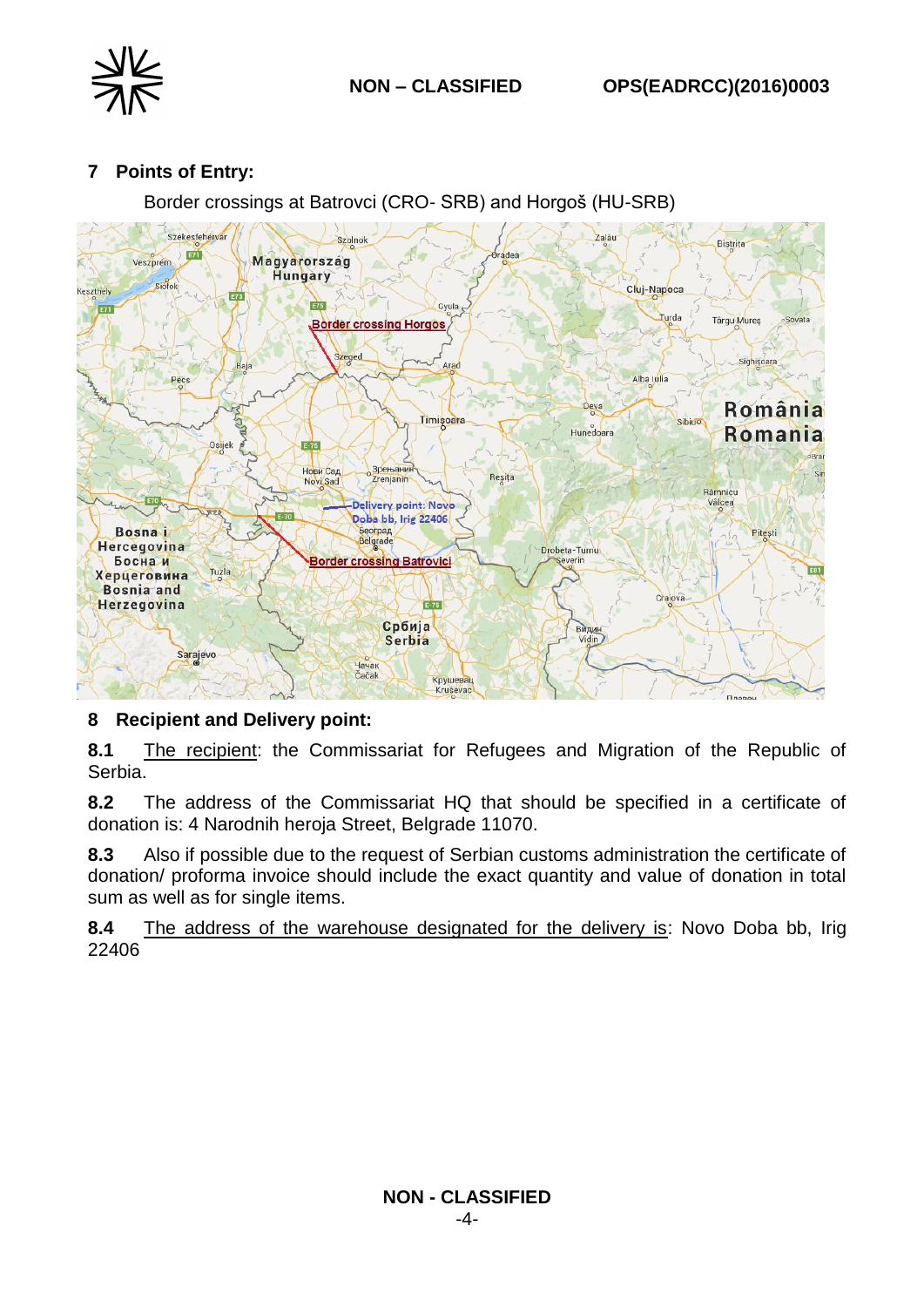## 7 Points of Entry:

Border crossings at Batrovci (CRO- SRB) and Horgoš (HU-SRB)

## 8 Recipient and Delivery point:

**8.1** The recipient: the Commissariat for Refugees and Migration of the Republic of Serbia.

**8.2** The address of the Commissariat HQ that should be specified in a certificate of donation is: 4 Narodnih heroja Street, Belgrade 11070.

**8.3** Also if possible due to the request of Serbian customs administration the certificate of donation/ proforma invoice should include the exact quantity and value of donation in total sum as well as for single items.

**8.4** The address of the warehouse designated for the delivery is: Novo Doba bb, Irig 22406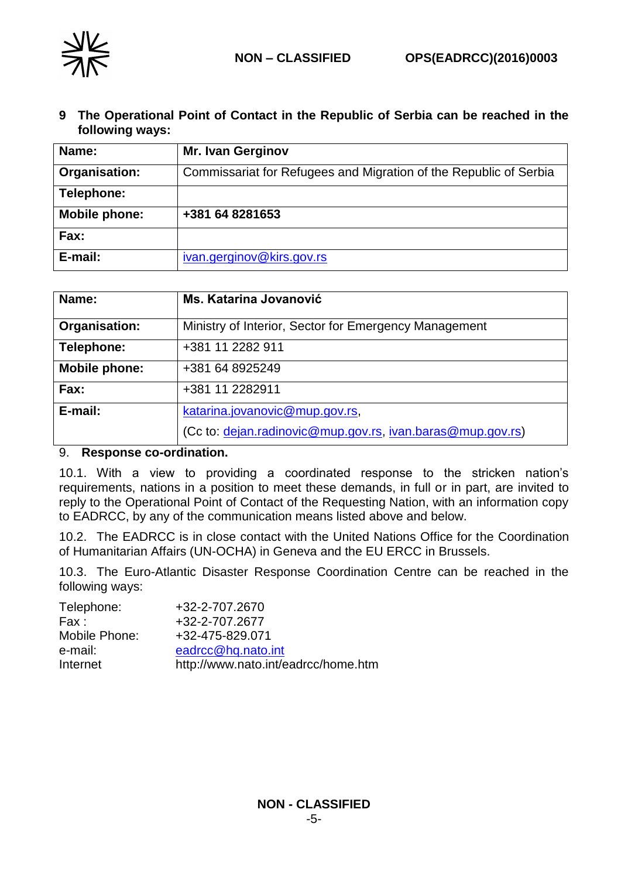**9 The Operational Point of Contact in the Republic of Serbia can be reached in the following ways:**

| | |
|---|---|
| **Name:** | **Mr. Ivan Gerginov** |
| **Organisation:** | Commissariat for Refugees and Migration of the Republic of Serbia |
| **Telephone:** | |
| **Mobile phone:** | **+381 64 8281653** |
| **Fax:** | |
| **E-mail:** | ivan.gerginov@kirs.gov.rs |

| | |
|---|---|
| **Name:** | **Ms. Katarina Jovanović** |
| **Organisation:** | Ministry of Interior, Sector for Emergency Management |
| **Telephone:** | +381 11 2282 911 |
| **Mobile phone:** | +381 64 8925249 |
| **Fax:** | +381 11 2282911 |
| **E-mail:** | katarina.jovanovic@mup.gov.rs, (Cc to: dejan.radinovic@mup.gov.rs, ivan.baras@mup.gov.rs) |

9. **Response co-ordination.**

10.1. With a view to providing a coordinated response to the stricken nation's requirements, nations in a position to meet these demands, in full or in part, are invited to reply to the Operational Point of Contact of the Requesting Nation, with an information copy to EADRCC, by any of the communication means listed above and below.

10.2. The EADRCC is in close contact with the United Nations Office for the Coordination of Humanitarian Affairs (UN-OCHA) in Geneva and the EU ERCC in Brussels.

10.3. The Euro-Atlantic Disaster Response Coordination Centre can be reached in the following ways:

| | |
|---|---|
| Telephone: | +32-2-707.2670 |
| Fax : | +32-2-707.2677 |
| Mobile Phone: | +32-475-829.071 |
| e-mail: | eadrcc@hq.nato.int |
| Internet | http://www.nato.int/eadrcc/home.htm |